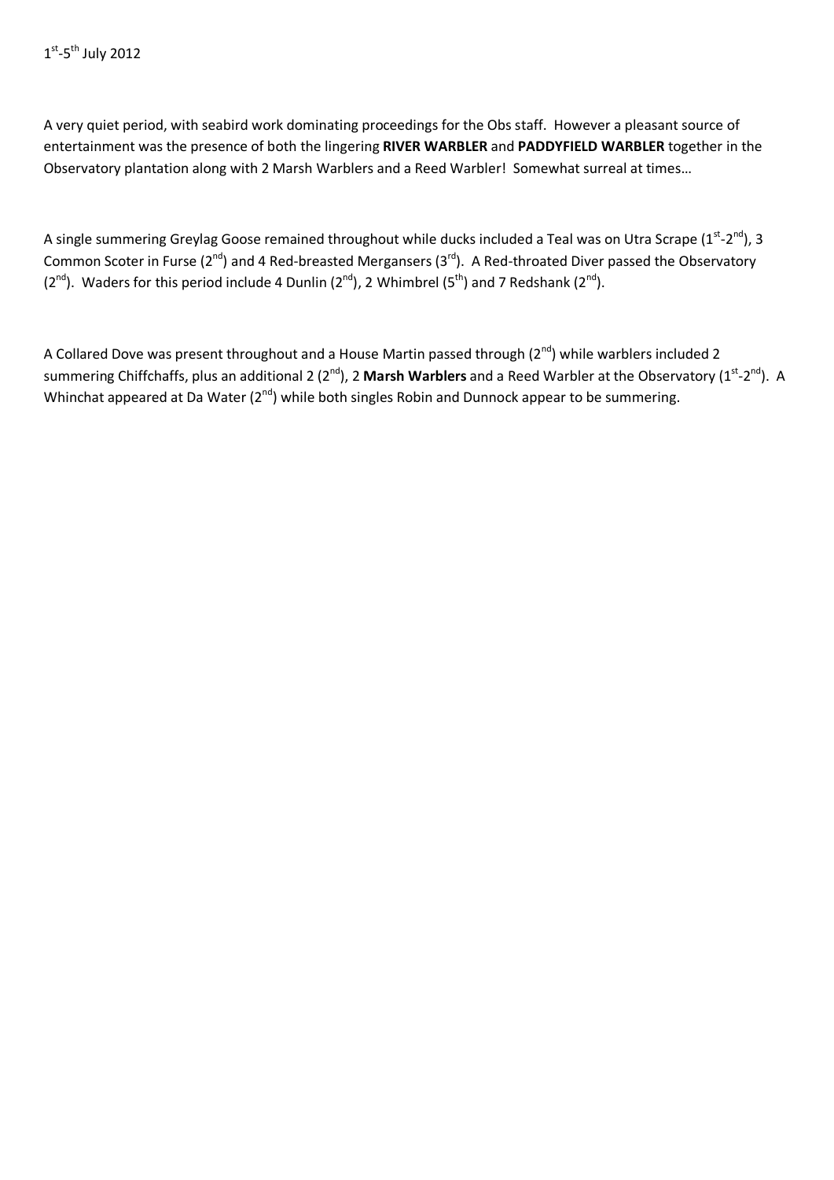1st-5th July 2012

A very quiet period, with seabird work dominating proceedings for the Obs staff. However a pleasant source of entertainment was the presence of both the lingering **RIVER WARBLER** and **PADDYFIELD WARBLER** together in the Observatory plantation along with 2 Marsh Warblers and a Reed Warbler! Somewhat surreal at times…

A single summering Greylag Goose remained throughout while ducks included a Teal was on Utra Scrape (1st-2nd), 3 Common Scoter in Furse (2nd) and 4 Red-breasted Mergansers (3rd). A Red-throated Diver passed the Observatory (2nd). Waders for this period include 4 Dunlin (2nd), 2 Whimbrel (5th) and 7 Redshank (2nd).

A Collared Dove was present throughout and a House Martin passed through (2nd) while warblers included 2 summering Chiffchaffs, plus an additional 2 (2nd), 2 **Marsh Warblers** and a Reed Warbler at the Observatory (1st-2nd). A Whinchat appeared at Da Water (2nd) while both singles Robin and Dunnock appear to be summering.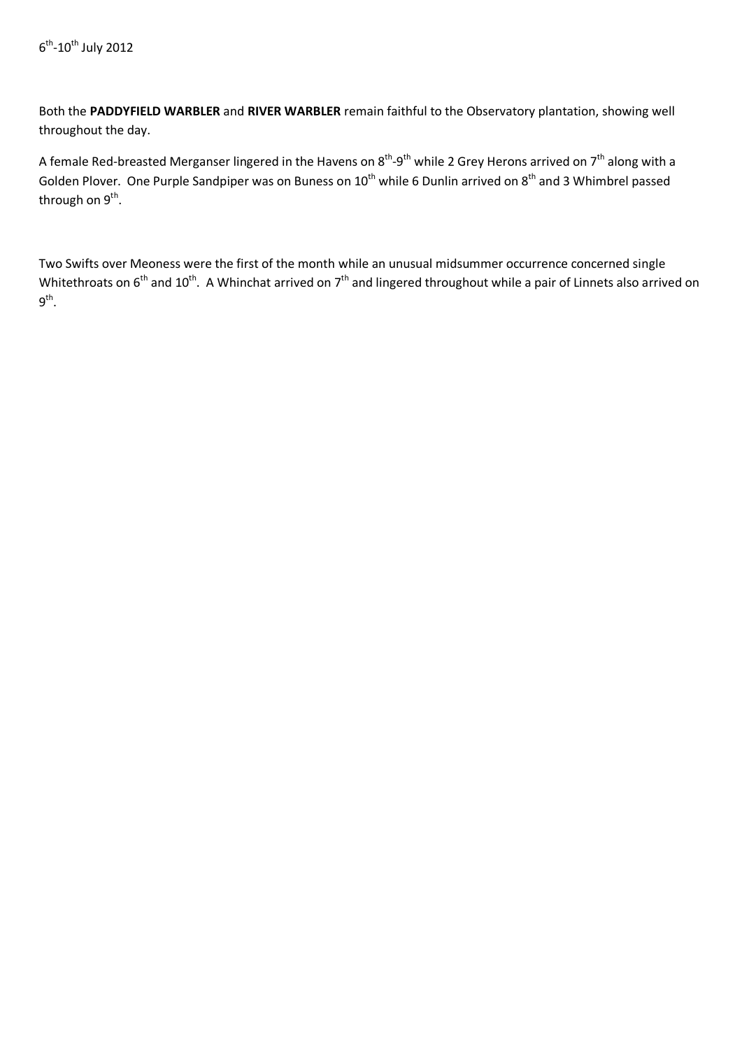6$^{th}$-10$^{th}$ July 2012

Both the **PADDYFIELD WARBLER** and **RIVER WARBLER** remain faithful to the Observatory plantation, showing well throughout the day.

A female Red-breasted Merganser lingered in the Havens on 8$^{th}$-9$^{th}$ while 2 Grey Herons arrived on 7$^{th}$ along with a Golden Plover. One Purple Sandpiper was on Buness on 10$^{th}$ while 6 Dunlin arrived on 8$^{th}$ and 3 Whimbrel passed through on 9$^{th}$.

Two Swifts over Meoness were the first of the month while an unusual midsummer occurrence concerned single Whitethroats on 6$^{th}$ and 10$^{th}$. A Whinchat arrived on 7$^{th}$ and lingered throughout while a pair of Linnets also arrived on 9$^{th}$.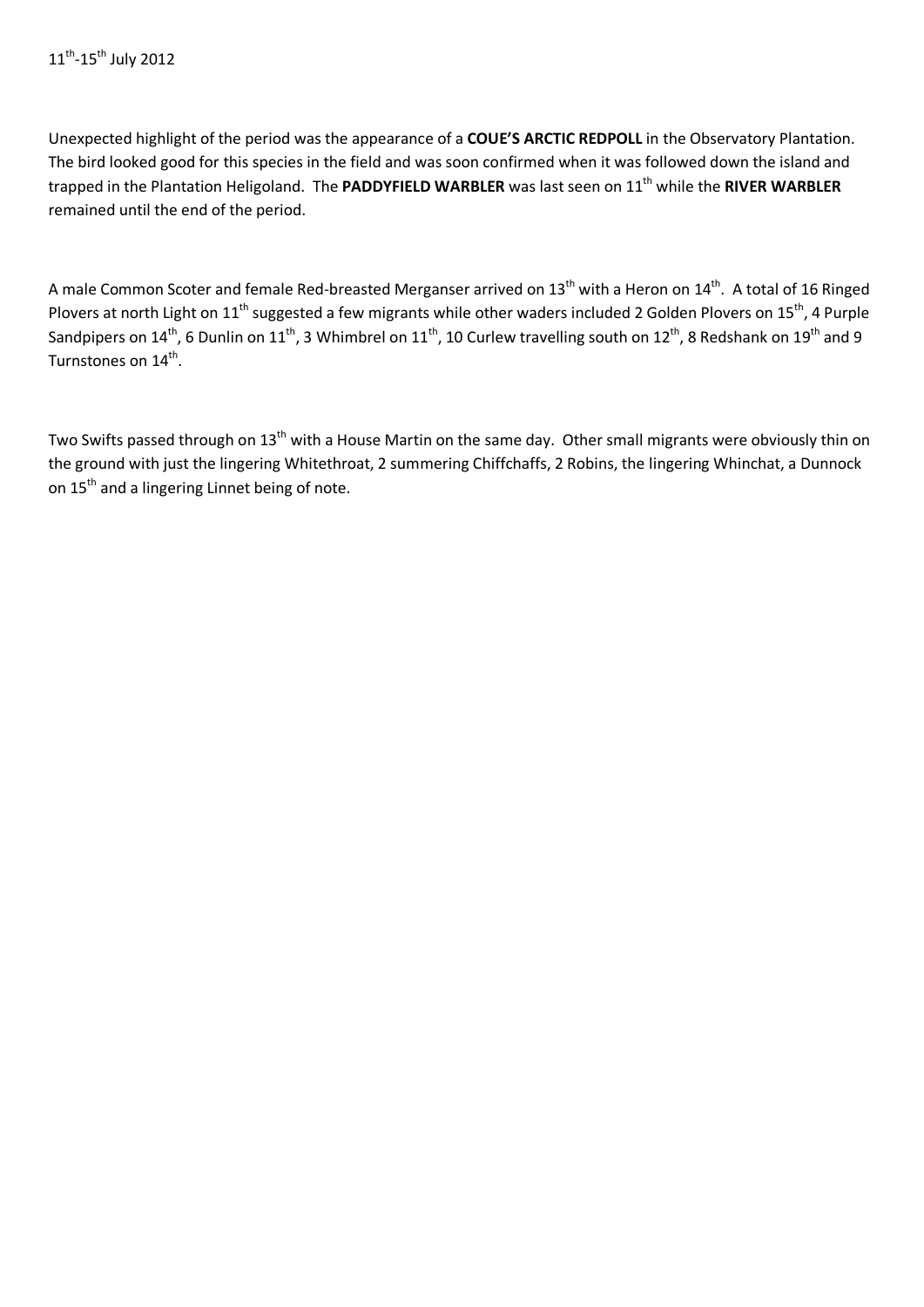11th-15th July 2012

Unexpected highlight of the period was the appearance of a **COUE'S ARCTIC REDPOLL** in the Observatory Plantation. The bird looked good for this species in the field and was soon confirmed when it was followed down the island and trapped in the Plantation Heligoland. The **PADDYFIELD WARBLER** was last seen on 11th while the **RIVER WARBLER** remained until the end of the period.

A male Common Scoter and female Red-breasted Merganser arrived on 13th with a Heron on 14th. A total of 16 Ringed Plovers at north Light on 11th suggested a few migrants while other waders included 2 Golden Plovers on 15th, 4 Purple Sandpipers on 14th, 6 Dunlin on 11th, 3 Whimbrel on 11th, 10 Curlew travelling south on 12th, 8 Redshank on 19th and 9 Turnstones on 14th.

Two Swifts passed through on 13th with a House Martin on the same day. Other small migrants were obviously thin on the ground with just the lingering Whitethroat, 2 summering Chiffchaffs, 2 Robins, the lingering Whinchat, a Dunnock on 15th and a lingering Linnet being of note.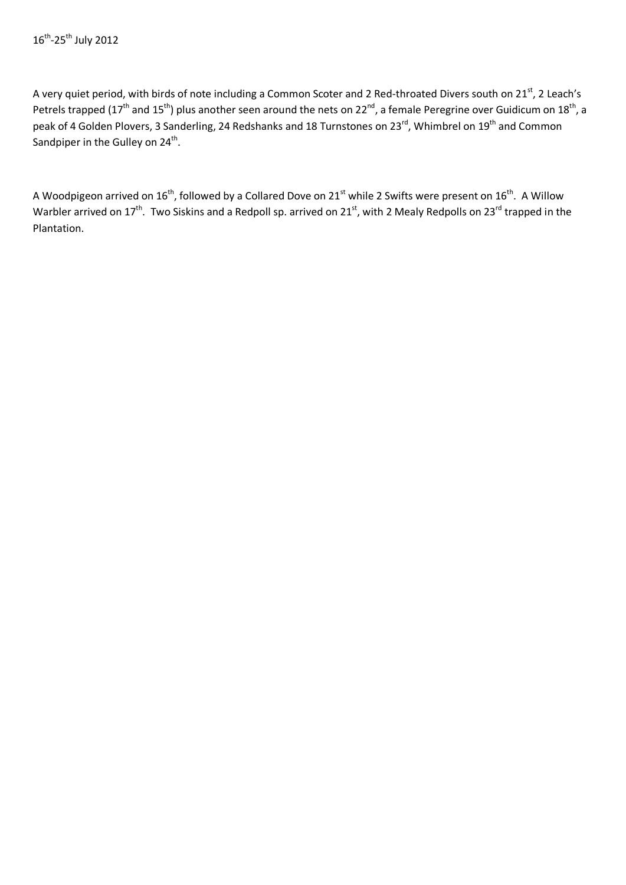16th-25th July 2012

A very quiet period, with birds of note including a Common Scoter and 2 Red-throated Divers south on 21st, 2 Leach's Petrels trapped (17th and 15th) plus another seen around the nets on 22nd, a female Peregrine over Guidicum on 18th, a peak of 4 Golden Plovers, 3 Sanderling, 24 Redshanks and 18 Turnstones on 23rd, Whimbrel on 19th and Common Sandpiper in the Gulley on 24th.

A Woodpigeon arrived on 16th, followed by a Collared Dove on 21st while 2 Swifts were present on 16th. A Willow Warbler arrived on 17th. Two Siskins and a Redpoll sp. arrived on 21st, with 2 Mealy Redpolls on 23rd trapped in the Plantation.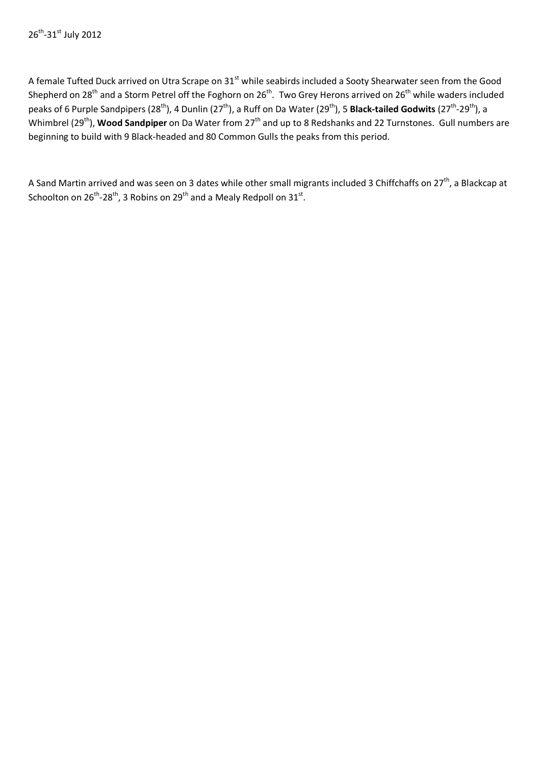26th-31st July 2012

A female Tufted Duck arrived on Utra Scrape on 31st while seabirds included a Sooty Shearwater seen from the Good Shepherd on 28th and a Storm Petrel off the Foghorn on 26th. Two Grey Herons arrived on 26th while waders included peaks of 6 Purple Sandpipers (28th), 4 Dunlin (27th), a Ruff on Da Water (29th), 5 **Black-tailed Godwits** (27th-29th), a Whimbrel (29th), **Wood Sandpiper** on Da Water from 27th and up to 8 Redshanks and 22 Turnstones. Gull numbers are beginning to build with 9 Black-headed and 80 Common Gulls the peaks from this period.

A Sand Martin arrived and was seen on 3 dates while other small migrants included 3 Chiffchaffs on 27th, a Blackcap at Schoolton on 26th-28th, 3 Robins on 29th and a Mealy Redpoll on 31st.